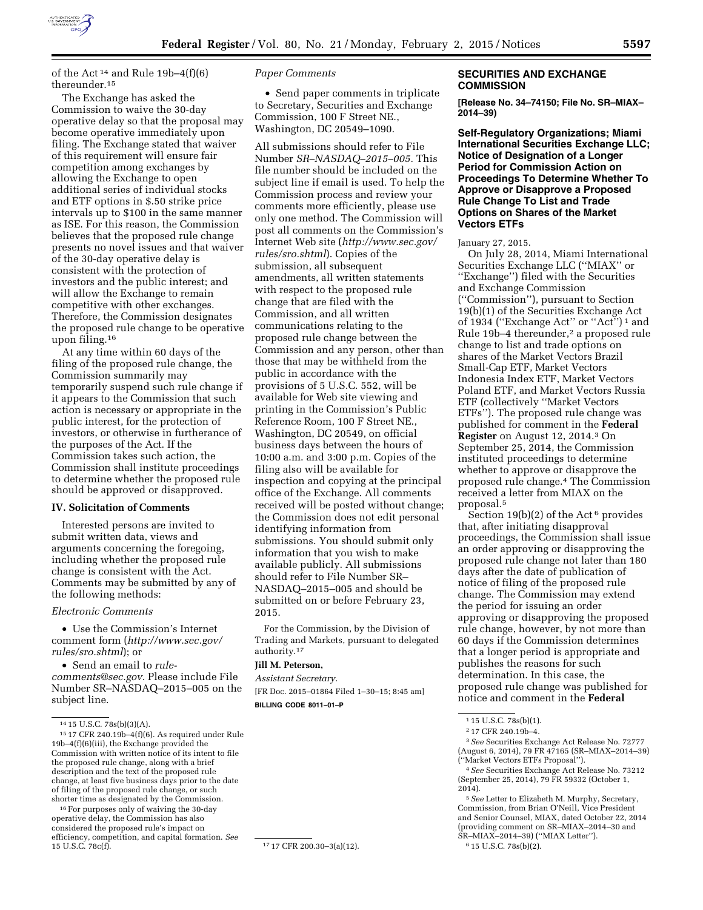of the Act [14] and Rule 19b–4(f)(6) thereunder.[15]

The Exchange has asked the Commission to waive the 30-day operative delay so that the proposal may become operative immediately upon filing. The Exchange stated that waiver of this requirement will ensure fair competition among exchanges by allowing the Exchange to open additional series of individual stocks and ETF options in $.50 strike price intervals up to $100 in the same manner as ISE. For this reason, the Commission believes that the proposed rule change presents no novel issues and that waiver of the 30-day operative delay is consistent with the protection of investors and the public interest; and will allow the Exchange to remain competitive with other exchanges. Therefore, the Commission designates the proposed rule change to be operative upon filing.[16]

At any time within 60 days of the filing of the proposed rule change, the Commission summarily may temporarily suspend such rule change if it appears to the Commission that such action is necessary or appropriate in the public interest, for the protection of investors, or otherwise in furtherance of the purposes of the Act. If the Commission takes such action, the Commission shall institute proceedings to determine whether the proposed rule should be approved or disapproved.

## IV. Solicitation of Comments

Interested persons are invited to submit written data, views and arguments concerning the foregoing, including whether the proposed rule change is consistent with the Act. Comments may be submitted by any of the following methods:

*Electronic Comments*

- Use the Commission's Internet comment form (*http://www.sec.gov/rules/sro.shtml*); or
- Send an email to *rule-comments@sec.gov*. Please include File Number SR–NASDAQ–2015–005 on the subject line.

*Paper Comments*

- Send paper comments in triplicate to Secretary, Securities and Exchange Commission, 100 F Street NE., Washington, DC 20549–1090.

All submissions should refer to File Number *SR–NASDAQ–2015–005*. This file number should be included on the subject line if email is used. To help the Commission process and review your comments more efficiently, please use only one method. The Commission will post all comments on the Commission's Internet Web site (*http://www.sec.gov/rules/sro.shtml*). Copies of the submission, all subsequent amendments, all written statements with respect to the proposed rule change that are filed with the Commission, and all written communications relating to the proposed rule change between the Commission and any person, other than those that may be withheld from the public in accordance with the provisions of 5 U.S.C. 552, will be available for Web site viewing and printing in the Commission's Public Reference Room, 100 F Street NE., Washington, DC 20549, on official business days between the hours of 10:00 a.m. and 3:00 p.m. Copies of the filing also will be available for inspection and copying at the principal office of the Exchange. All comments received will be posted without change; the Commission does not edit personal identifying information from submissions. You should submit only information that you wish to make available publicly. All submissions should refer to File Number SR–NASDAQ–2015–005 and should be submitted on or before February 23, 2015.

For the Commission, by the Division of Trading and Markets, pursuant to delegated authority.[17]

**Jill M. Peterson,**

*Assistant Secretary.*

[FR Doc. 2015–01864 Filed 1–30–15; 8:45 am]

**BILLING CODE 8011–01–P**

[14] 15 U.S.C. 78s(b)(3)(A).

[15] 17 CFR 240.19b–4(f)(6). As required under Rule 19b–4(f)(6)(iii), the Exchange provided the Commission with written notice of its intent to file the proposed rule change, along with a brief description and the text of the proposed rule change, at least five business days prior to the date of filing of the proposed rule change, or such shorter time as designated by the Commission.

[16] For purposes only of waiving the 30-day operative delay, the Commission has also considered the proposed rule's impact on efficiency, competition, and capital formation. *See* 15 U.S.C. 78c(f).

[17] 17 CFR 200.30–3(a)(12).

## SECURITIES AND EXCHANGE COMMISSION

**[Release No. 34–74150; File No. SR–MIAX–2014–39)**

### Self-Regulatory Organizations; Miami International Securities Exchange LLC; Notice of Designation of a Longer Period for Commission Action on Proceedings To Determine Whether To Approve or Disapprove a Proposed Rule Change To List and Trade Options on Shares of the Market Vectors ETFs

January 27, 2015.

On July 28, 2014, Miami International Securities Exchange LLC (''MIAX'' or ''Exchange'') filed with the Securities and Exchange Commission (''Commission''), pursuant to Section 19(b)(1) of the Securities Exchange Act of 1934 (''Exchange Act'' or ''Act'') [1] and Rule 19b–4 thereunder,[2] a proposed rule change to list and trade options on shares of the Market Vectors Brazil Small-Cap ETF, Market Vectors Indonesia Index ETF, Market Vectors Poland ETF, and Market Vectors Russia ETF (collectively ''Market Vectors ETFs''). The proposed rule change was published for comment in the **Federal Register** on August 12, 2014.[3] On September 25, 2014, the Commission instituted proceedings to determine whether to approve or disapprove the proposed rule change.[4] The Commission received a letter from MIAX on the proposal.[5]

Section 19(b)(2) of the Act [6] provides that, after initiating disapproval proceedings, the Commission shall issue an order approving or disapproving the proposed rule change not later than 180 days after the date of publication of notice of filing of the proposed rule change. The Commission may extend the period for issuing an order approving or disapproving the proposed rule change, however, by not more than 60 days if the Commission determines that a longer period is appropriate and publishes the reasons for such determination. In this case, the proposed rule change was published for notice and comment in the **Federal**

[1] 15 U.S.C. 78s(b)(1).

[2] 17 CFR 240.19b–4.

[3] *See* Securities Exchange Act Release No. 72777 (August 6, 2014), 79 FR 47165 (SR–MIAX–2014–39) (''Market Vectors ETFs Proposal'').

[4] *See* Securities Exchange Act Release No. 73212 (September 25, 2014), 79 FR 59332 (October 1, 2014).

[5] *See* Letter to Elizabeth M. Murphy, Secretary, Commission, from Brian O'Neill, Vice President and Senior Counsel, MIAX, dated October 22, 2014 (providing comment on SR–MIAX–2014–30 and SR–MIAX–2014–39) (''MIAX Letter'').

[6] 15 U.S.C. 78s(b)(2).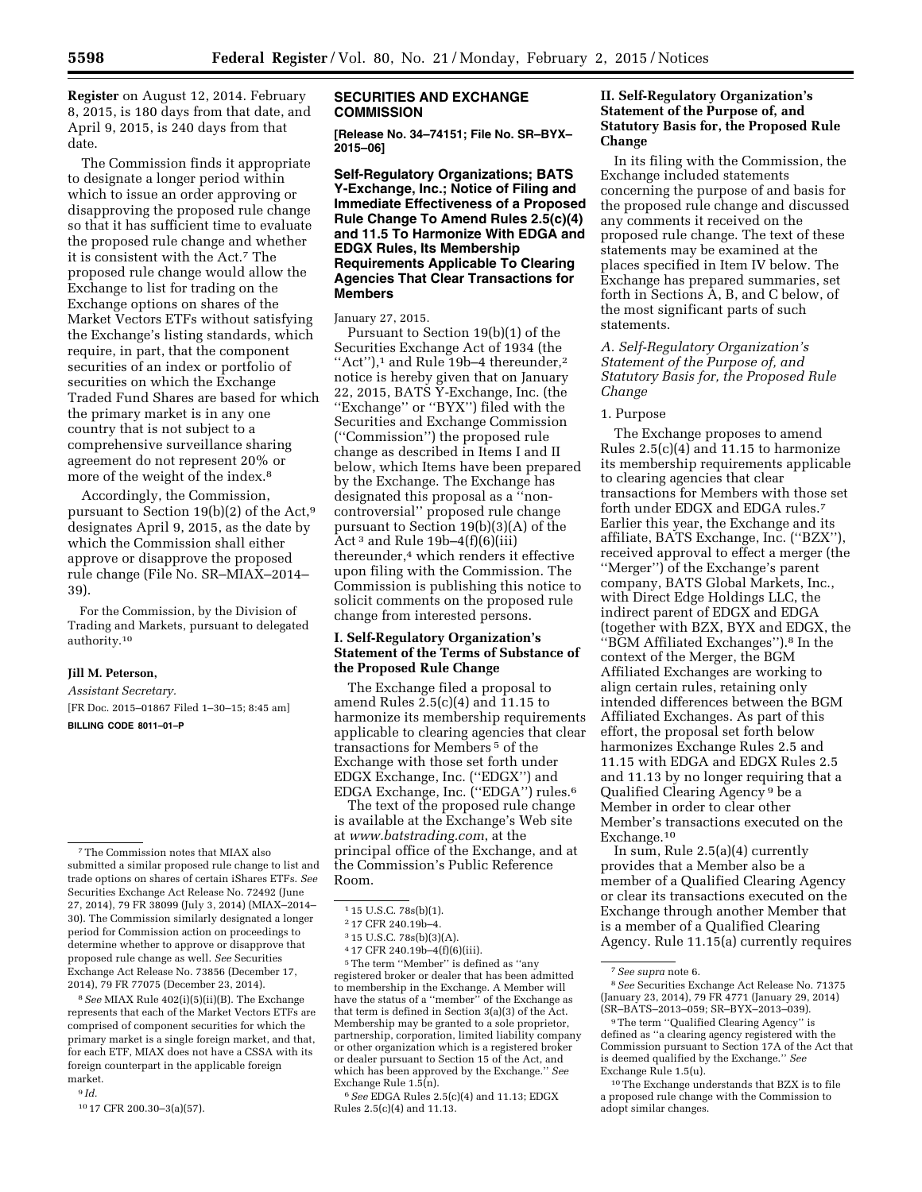**Register** on August 12, 2014. February 8, 2015, is 180 days from that date, and April 9, 2015, is 240 days from that date.

The Commission finds it appropriate to designate a longer period within which to issue an order approving or disapproving the proposed rule change so that it has sufficient time to evaluate the proposed rule change and whether it is consistent with the Act.[7] The proposed rule change would allow the Exchange to list for trading on the Exchange options on shares of the Market Vectors ETFs without satisfying the Exchange's listing standards, which require, in part, that the component securities of an index or portfolio of securities on which the Exchange Traded Fund Shares are based for which the primary market is in any one country that is not subject to a comprehensive surveillance sharing agreement do not represent 20% or more of the weight of the index.[8]

Accordingly, the Commission, pursuant to Section 19(b)(2) of the Act,[9] designates April 9, 2015, as the date by which the Commission shall either approve or disapprove the proposed rule change (File No. SR–MIAX–2014–39).

For the Commission, by the Division of Trading and Markets, pursuant to delegated authority.[10]

**Jill M. Peterson,**

*Assistant Secretary.*

[FR Doc. 2015–01867 Filed 1–30–15; 8:45 am]

**BILLING CODE 8011–01–P**

[7] The Commission notes that MIAX also submitted a similar proposed rule change to list and trade options on shares of certain iShares ETFs. *See* Securities Exchange Act Release No. 72492 (June 27, 2014), 79 FR 38099 (July 3, 2014) (MIAX–2014–30). The Commission similarly designated a longer period for Commission action on proceedings to determine whether to approve or disapprove that proposed rule change as well. *See* Securities Exchange Act Release No. 73856 (December 17, 2014), 79 FR 77075 (December 23, 2014).

[8] *See* MIAX Rule 402(i)(5)(ii)(B). The Exchange represents that each of the Market Vectors ETFs are comprised of component securities for which the primary market is a single foreign market, and that, for each ETF, MIAX does not have a CSSA with its foreign counterpart in the applicable foreign market.

[9] *Id.*

[10] 17 CFR 200.30–3(a)(57).

## SECURITIES AND EXCHANGE COMMISSION

**[Release No. 34–74151; File No. SR–BYX–2015–06]**

## Self-Regulatory Organizations; BATS Y-Exchange, Inc.; Notice of Filing and Immediate Effectiveness of a Proposed Rule Change To Amend Rules 2.5(c)(4) and 11.5 To Harmonize With EDGA and EDGX Rules, Its Membership Requirements Applicable To Clearing Agencies That Clear Transactions for Members

January 27, 2015.

Pursuant to Section 19(b)(1) of the Securities Exchange Act of 1934 (the "Act"),[1] and Rule 19b–4 thereunder,[2] notice is hereby given that on January 22, 2015, BATS Y-Exchange, Inc. (the "Exchange" or "BYX") filed with the Securities and Exchange Commission ("Commission") the proposed rule change as described in Items I and II below, which Items have been prepared by the Exchange. The Exchange has designated this proposal as a "non-controversial" proposed rule change pursuant to Section 19(b)(3)(A) of the Act [3] and Rule 19b–4(f)(6)(iii) thereunder,[4] which renders it effective upon filing with the Commission. The Commission is publishing this notice to solicit comments on the proposed rule change from interested persons.

### I. Self-Regulatory Organization's Statement of the Terms of Substance of the Proposed Rule Change

The Exchange filed a proposal to amend Rules 2.5(c)(4) and 11.15 to harmonize its membership requirements applicable to clearing agencies that clear transactions for Members [5] of the Exchange with those set forth under EDGX Exchange, Inc. ("EDGX") and EDGA Exchange, Inc. ("EDGA") rules.[6]

The text of the proposed rule change is available at the Exchange's Web site at *www.batstrading.com*, at the principal office of the Exchange, and at the Commission's Public Reference Room.

[1] 15 U.S.C. 78s(b)(1).

[2] 17 CFR 240.19b–4.

[3] 15 U.S.C. 78s(b)(3)(A).

[4] 17 CFR 240.19b–4(f)(6)(iii).

[5] The term "Member" is defined as "any registered broker or dealer that has been admitted to membership in the Exchange. A Member will have the status of a "member" of the Exchange as that term is defined in Section 3(a)(3) of the Act. Membership may be granted to a sole proprietor, partnership, corporation, limited liability company or other organization which is a registered broker or dealer pursuant to Section 15 of the Act, and which has been approved by the Exchange." *See* Exchange Rule 1.5(n).

[6] *See* EDGA Rules 2.5(c)(4) and 11.13; EDGX Rules 2.5(c)(4) and 11.13.

### II. Self-Regulatory Organization's Statement of the Purpose of, and Statutory Basis for, the Proposed Rule Change

In its filing with the Commission, the Exchange included statements concerning the purpose of and basis for the proposed rule change and discussed any comments it received on the proposed rule change. The text of these statements may be examined at the places specified in Item IV below. The Exchange has prepared summaries, set forth in Sections A, B, and C below, of the most significant parts of such statements.

*A. Self-Regulatory Organization's Statement of the Purpose of, and Statutory Basis for, the Proposed Rule Change*

1. Purpose

The Exchange proposes to amend Rules 2.5(c)(4) and 11.15 to harmonize its membership requirements applicable to clearing agencies that clear transactions for Members with those set forth under EDGX and EDGA rules.[7] Earlier this year, the Exchange and its affiliate, BATS Exchange, Inc. ("BZX"), received approval to effect a merger (the "Merger") of the Exchange's parent company, BATS Global Markets, Inc., with Direct Edge Holdings LLC, the indirect parent of EDGX and EDGA (together with BZX, BYX and EDGX, the "BGM Affiliated Exchanges").[8] In the context of the Merger, the BGM Affiliated Exchanges are working to align certain rules, retaining only intended differences between the BGM Affiliated Exchanges. As part of this effort, the proposal set forth below harmonizes Exchange Rules 2.5 and 11.15 with EDGA and EDGX Rules 2.5 and 11.13 by no longer requiring that a Qualified Clearing Agency [9] be a Member in order to clear other Member's transactions executed on the Exchange.[10]

In sum, Rule 2.5(a)(4) currently provides that a Member also be a member of a Qualified Clearing Agency or clear its transactions executed on the Exchange through another Member that is a member of a Qualified Clearing Agency. Rule 11.15(a) currently requires

[7] *See supra* note 6.

[8] *See* Securities Exchange Act Release No. 71375 (January 23, 2014), 79 FR 4771 (January 29, 2014) (SR–BATS–2013–059; SR–BYX–2013–039).

[9] The term "Qualified Clearing Agency" is defined as "a clearing agency registered with the Commission pursuant to Section 17A of the Act that is deemed qualified by the Exchange." *See* Exchange Rule 1.5(u).

[10] The Exchange understands that BZX is to file a proposed rule change with the Commission to adopt similar changes.